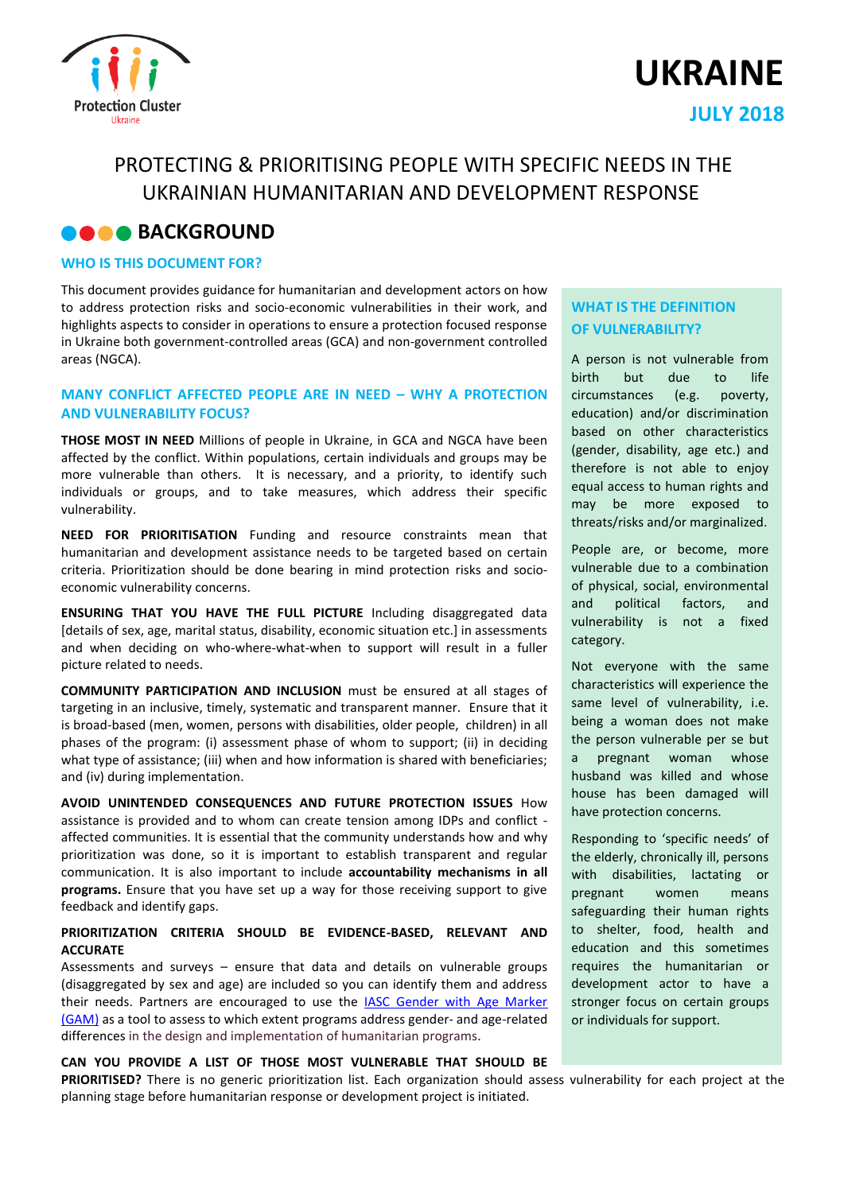Protection Cluster
Ukraine

# UKRAINE

**JULY 2018**

# PROTECTING & PRIORITISING PEOPLE WITH SPECIFIC NEEDS IN THE UKRAINIAN HUMANITARIAN AND DEVELOPMENT RESPONSE

## BACKGROUND

### WHO IS THIS DOCUMENT FOR?

This document provides guidance for humanitarian and development actors on how to address protection risks and socio-economic vulnerabilities in their work, and highlights aspects to consider in operations to ensure a protection focused response in Ukraine both government-controlled areas (GCA) and non-government controlled areas (NGCA).

### MANY CONFLICT AFFECTED PEOPLE ARE IN NEED – WHY A PROTECTION AND VULNERABILITY FOCUS?

**THOSE MOST IN NEED** Millions of people in Ukraine, in GCA and NGCA have been affected by the conflict. Within populations, certain individuals and groups may be more vulnerable than others. It is necessary, and a priority, to identify such individuals or groups, and to take measures, which address their specific vulnerability.

**NEED FOR PRIORITISATION** Funding and resource constraints mean that humanitarian and development assistance needs to be targeted based on certain criteria. Prioritization should be done bearing in mind protection risks and socio-economic vulnerability concerns.

**ENSURING THAT YOU HAVE THE FULL PICTURE** Including disaggregated data [details of sex, age, marital status, disability, economic situation etc.] in assessments and when deciding on who-where-what-when to support will result in a fuller picture related to needs.

**COMMUNITY PARTICIPATION AND INCLUSION** must be ensured at all stages of targeting in an inclusive, timely, systematic and transparent manner. Ensure that it is broad-based (men, women, persons with disabilities, older people, children) in all phases of the program: (i) assessment phase of whom to support; (ii) in deciding what type of assistance; (iii) when and how information is shared with beneficiaries; and (iv) during implementation.

**AVOID UNINTENDED CONSEQUENCES AND FUTURE PROTECTION ISSUES** How assistance is provided and to whom can create tension among IDPs and conflict -affected communities. It is essential that the community understands how and why prioritization was done, so it is important to establish transparent and regular communication. It is also important to include **accountability mechanisms in all programs.** Ensure that you have set up a way for those receiving support to give feedback and identify gaps.

**PRIORITIZATION CRITERIA SHOULD BE EVIDENCE-BASED, RELEVANT AND ACCURATE**
Assessments and surveys – ensure that data and details on vulnerable groups (disaggregated by sex and age) are included so you can identify them and address their needs. Partners are encouraged to use the IASC Gender with Age Marker (GAM) as a tool to assess to which extent programs address gender- and age-related differences in the design and implementation of humanitarian programs.

**CAN YOU PROVIDE A LIST OF THOSE MOST VULNERABLE THAT SHOULD BE PRIORITISED?** There is no generic prioritization list. Each organization should assess vulnerability for each project at the planning stage before humanitarian response or development project is initiated.

### WHAT IS THE DEFINITION OF VULNERABILITY?

A person is not vulnerable from birth but due to life circumstances (e.g. poverty, education) and/or discrimination based on other characteristics (gender, disability, age etc.) and therefore is not able to enjoy equal access to human rights and may be more exposed to threats/risks and/or marginalized.

People are, or become, more vulnerable due to a combination of physical, social, environmental and political factors, and vulnerability is not a fixed category.

Not everyone with the same characteristics will experience the same level of vulnerability, i.e. being a woman does not make the person vulnerable per se but a pregnant woman whose husband was killed and whose house has been damaged will have protection concerns.

Responding to 'specific needs' of the elderly, chronically ill, persons with disabilities, lactating or pregnant women means safeguarding their human rights to shelter, food, health and education and this sometimes requires the humanitarian or development actor to have a stronger focus on certain groups or individuals for support.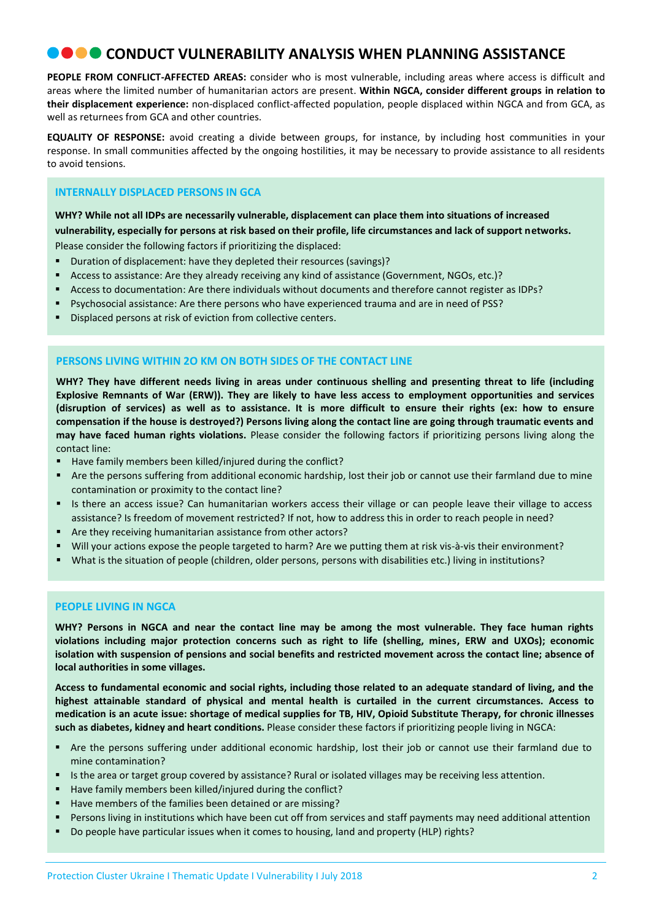## CONDUCT VULNERABILITY ANALYSIS WHEN PLANNING ASSISTANCE

**PEOPLE FROM CONFLICT-AFFECTED AREAS:** consider who is most vulnerable, including areas where access is difficult and areas where the limited number of humanitarian actors are present. **Within NGCA, consider different groups in relation to their displacement experience:** non-displaced conflict-affected population, people displaced within NGCA and from GCA, as well as returnees from GCA and other countries.

**EQUALITY OF RESPONSE:** avoid creating a divide between groups, for instance, by including host communities in your response. In small communities affected by the ongoing hostilities, it may be necessary to provide assistance to all residents to avoid tensions.

### INTERNALLY DISPLACED PERSONS IN GCA

**WHY? While not all IDPs are necessarily vulnerable, displacement can place them into situations of increased vulnerability, especially for persons at risk based on their profile, life circumstances and lack of support networks.** Please consider the following factors if prioritizing the displaced:

- Duration of displacement: have they depleted their resources (savings)?
- Access to assistance: Are they already receiving any kind of assistance (Government, NGOs, etc.)?
- Access to documentation: Are there individuals without documents and therefore cannot register as IDPs?
- Psychosocial assistance: Are there persons who have experienced trauma and are in need of PSS?
- Displaced persons at risk of eviction from collective centers.

### PERSONS LIVING WITHIN 2O KM ON BOTH SIDES OF THE CONTACT LINE

**WHY? They have different needs living in areas under continuous shelling and presenting threat to life (including Explosive Remnants of War (ERW)). They are likely to have less access to employment opportunities and services (disruption of services) as well as to assistance. It is more difficult to ensure their rights (ex: how to ensure compensation if the house is destroyed?) Persons living along the contact line are going through traumatic events and may have faced human rights violations.** Please consider the following factors if prioritizing persons living along the contact line:

- Have family members been killed/injured during the conflict?
- Are the persons suffering from additional economic hardship, lost their job or cannot use their farmland due to mine contamination or proximity to the contact line?
- Is there an access issue? Can humanitarian workers access their village or can people leave their village to access assistance? Is freedom of movement restricted? If not, how to address this in order to reach people in need?
- Are they receiving humanitarian assistance from other actors?
- Will your actions expose the people targeted to harm? Are we putting them at risk vis-à-vis their environment?
- What is the situation of people (children, older persons, persons with disabilities etc.) living in institutions?

### PEOPLE LIVING IN NGCA

**WHY? Persons in NGCA and near the contact line may be among the most vulnerable. They face human rights violations including major protection concerns such as right to life (shelling, mines, ERW and UXOs); economic isolation with suspension of pensions and social benefits and restricted movement across the contact line; absence of local authorities in some villages.**

**Access to fundamental economic and social rights, including those related to an adequate standard of living, and the highest attainable standard of physical and mental health is curtailed in the current circumstances. Access to medication is an acute issue: shortage of medical supplies for TB, HIV, Opioid Substitute Therapy, for chronic illnesses such as diabetes, kidney and heart conditions.** Please consider these factors if prioritizing people living in NGCA:

- Are the persons suffering under additional economic hardship, lost their job or cannot use their farmland due to mine contamination?
- Is the area or target group covered by assistance? Rural or isolated villages may be receiving less attention.
- Have family members been killed/injured during the conflict?
- Have members of the families been detained or are missing?
- Persons living in institutions which have been cut off from services and staff payments may need additional attention
- Do people have particular issues when it comes to housing, land and property (HLP) rights?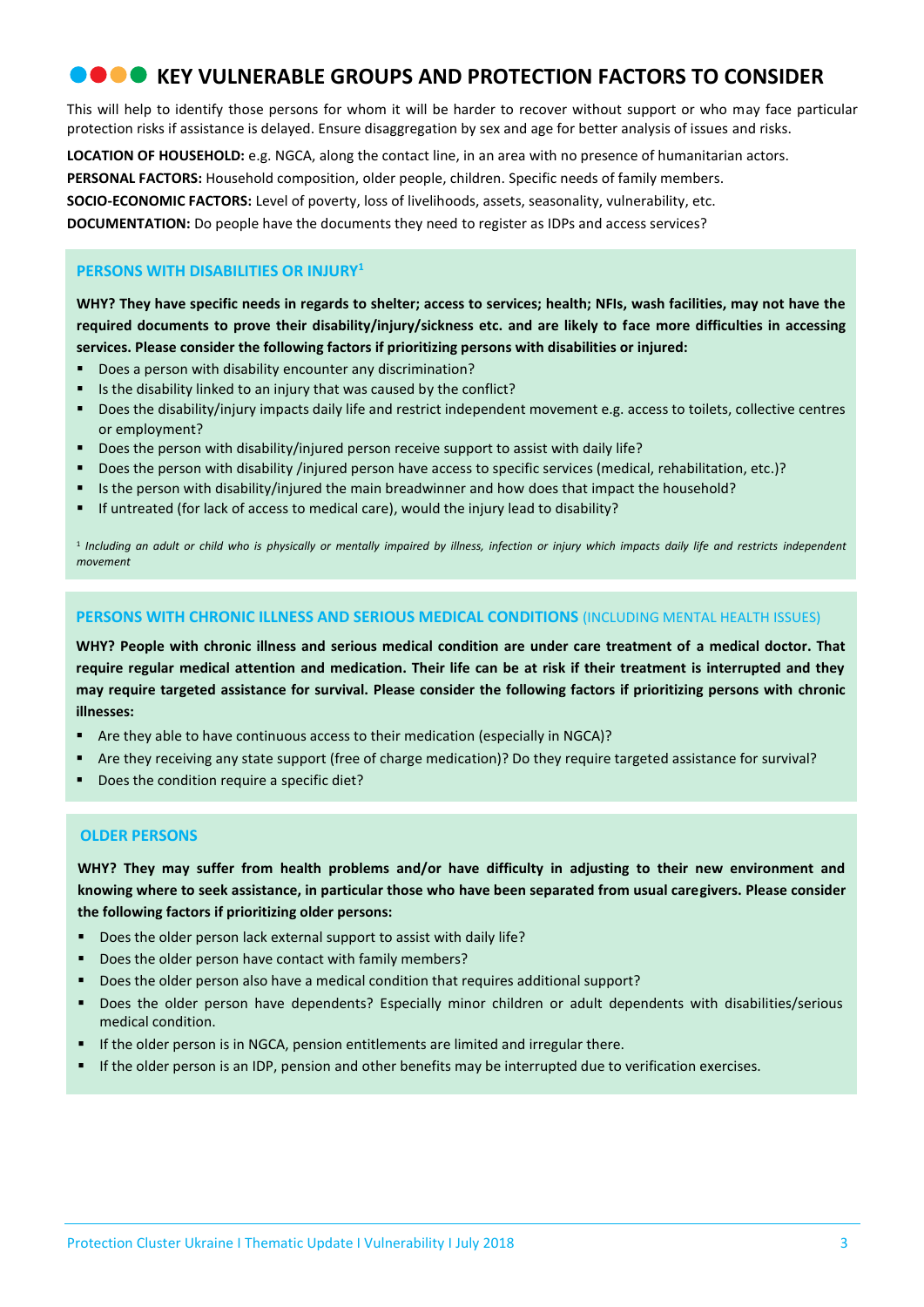# KEY VULNERABLE GROUPS AND PROTECTION FACTORS TO CONSIDER

This will help to identify those persons for whom it will be harder to recover without support or who may face particular protection risks if assistance is delayed. Ensure disaggregation by sex and age for better analysis of issues and risks.

**LOCATION OF HOUSEHOLD:** e.g. NGCA, along the contact line, in an area with no presence of humanitarian actors.

**PERSONAL FACTORS:** Household composition, older people, children. Specific needs of family members.

**SOCIO-ECONOMIC FACTORS:** Level of poverty, loss of livelihoods, assets, seasonality, vulnerability, etc.

**DOCUMENTATION:** Do people have the documents they need to register as IDPs and access services?

## PERSONS WITH DISABILITIES OR INJURY[1]

**WHY? They have specific needs in regards to shelter; access to services; health; NFIs, wash facilities, may not have the required documents to prove their disability/injury/sickness etc. and are likely to face more difficulties in accessing services. Please consider the following factors if prioritizing persons with disabilities or injured:**

- Does a person with disability encounter any discrimination?
- Is the disability linked to an injury that was caused by the conflict?
- Does the disability/injury impacts daily life and restrict independent movement e.g. access to toilets, collective centres or employment?
- Does the person with disability/injured person receive support to assist with daily life?
- Does the person with disability /injured person have access to specific services (medical, rehabilitation, etc.)?
- Is the person with disability/injured the main breadwinner and how does that impact the household?
- If untreated (for lack of access to medical care), would the injury lead to disability?

[1] *Including an adult or child who is physically or mentally impaired by illness, infection or injury which impacts daily life and restricts independent movement*

## PERSONS WITH CHRONIC ILLNESS AND SERIOUS MEDICAL CONDITIONS (INCLUDING MENTAL HEALTH ISSUES)

**WHY? People with chronic illness and serious medical condition are under care treatment of a medical doctor. That require regular medical attention and medication. Their life can be at risk if their treatment is interrupted and they may require targeted assistance for survival. Please consider the following factors if prioritizing persons with chronic illnesses:**

- Are they able to have continuous access to their medication (especially in NGCA)?
- Are they receiving any state support (free of charge medication)? Do they require targeted assistance for survival?
- Does the condition require a specific diet?

## OLDER PERSONS

**WHY? They may suffer from health problems and/or have difficulty in adjusting to their new environment and knowing where to seek assistance, in particular those who have been separated from usual caregivers. Please consider the following factors if prioritizing older persons:**

- Does the older person lack external support to assist with daily life?
- Does the older person have contact with family members?
- Does the older person also have a medical condition that requires additional support?
- Does the older person have dependents? Especially minor children or adult dependents with disabilities/serious medical condition.
- If the older person is in NGCA, pension entitlements are limited and irregular there.
- If the older person is an IDP, pension and other benefits may be interrupted due to verification exercises.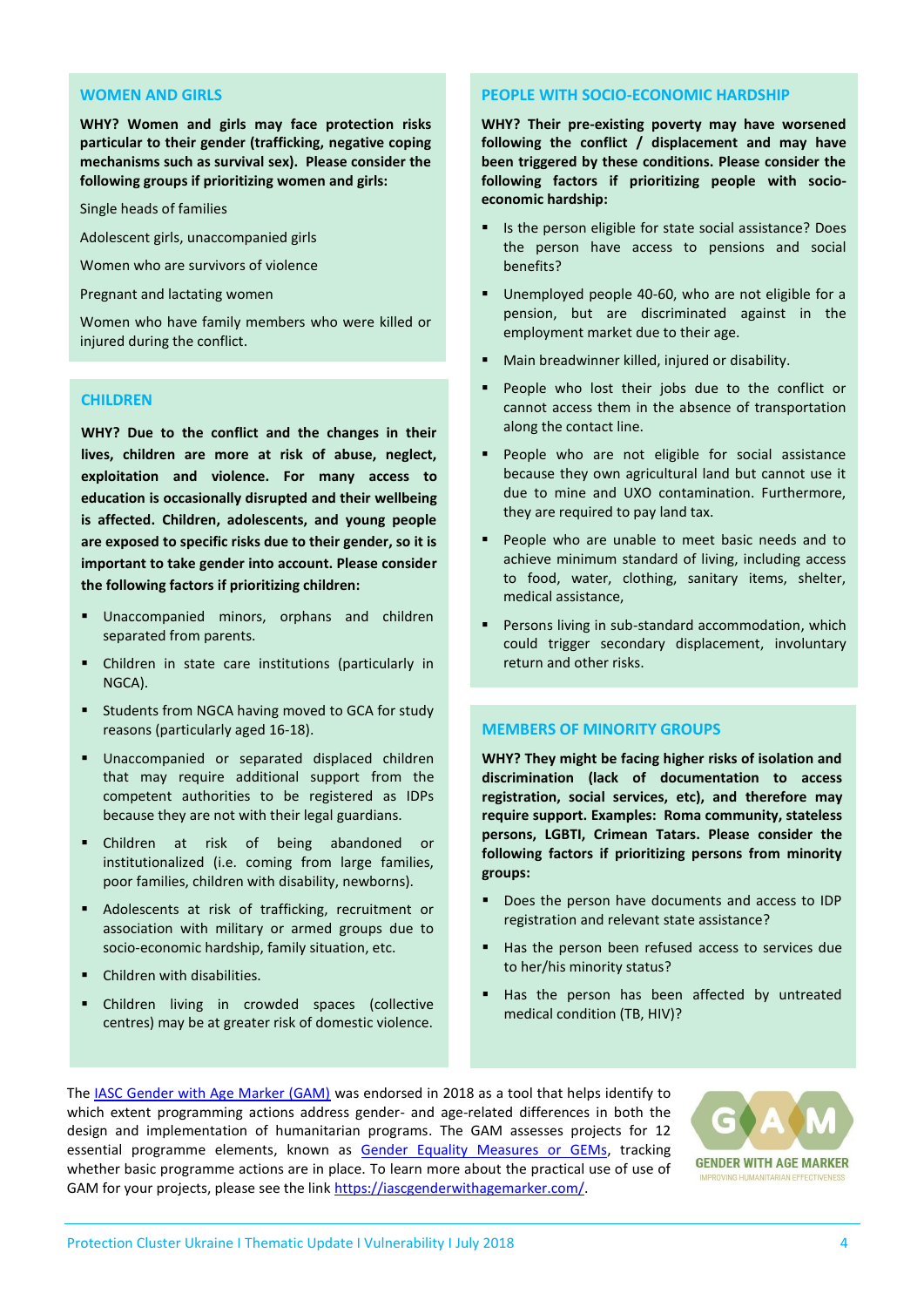## WOMEN AND GIRLS

**WHY? Women and girls may face protection risks particular to their gender (trafficking, negative coping mechanisms such as survival sex). Please consider the following groups if prioritizing women and girls:**

Single heads of families

Adolescent girls, unaccompanied girls

Women who are survivors of violence

Pregnant and lactating women

Women who have family members who were killed or injured during the conflict.

## CHILDREN

**WHY? Due to the conflict and the changes in their lives, children are more at risk of abuse, neglect, exploitation and violence. For many access to education is occasionally disrupted and their wellbeing is affected. Children, adolescents, and young people are exposed to specific risks due to their gender, so it is important to take gender into account. Please consider the following factors if prioritizing children:**

- Unaccompanied minors, orphans and children separated from parents.
- Children in state care institutions (particularly in NGCA).
- Students from NGCA having moved to GCA for study reasons (particularly aged 16-18).
- Unaccompanied or separated displaced children that may require additional support from the competent authorities to be registered as IDPs because they are not with their legal guardians.
- Children at risk of being abandoned or institutionalized (i.e. coming from large families, poor families, children with disability, newborns).
- Adolescents at risk of trafficking, recruitment or association with military or armed groups due to socio-economic hardship, family situation, etc.
- Children with disabilities.
- Children living in crowded spaces (collective centres) may be at greater risk of domestic violence.

## PEOPLE WITH SOCIO-ECONOMIC HARDSHIP

**WHY? Their pre-existing poverty may have worsened following the conflict / displacement and may have been triggered by these conditions. Please consider the following factors if prioritizing people with socio-economic hardship:**

- Is the person eligible for state social assistance? Does the person have access to pensions and social benefits?
- Unemployed people 40-60, who are not eligible for a pension, but are discriminated against in the employment market due to their age.
- Main breadwinner killed, injured or disability.
- People who lost their jobs due to the conflict or cannot access them in the absence of transportation along the contact line.
- People who are not eligible for social assistance because they own agricultural land but cannot use it due to mine and UXO contamination. Furthermore, they are required to pay land tax.
- People who are unable to meet basic needs and to achieve minimum standard of living, including access to food, water, clothing, sanitary items, shelter, medical assistance,
- Persons living in sub-standard accommodation, which could trigger secondary displacement, involuntary return and other risks.

## MEMBERS OF MINORITY GROUPS

**WHY? They might be facing higher risks of isolation and discrimination (lack of documentation to access registration, social services, etc), and therefore may require support. Examples: Roma community, stateless persons, LGBTI, Crimean Tatars. Please consider the following factors if prioritizing persons from minority groups:**

- Does the person have documents and access to IDP registration and relevant state assistance?
- Has the person been refused access to services due to her/his minority status?
- Has the person has been affected by untreated medical condition (TB, HIV)?

The IASC Gender with Age Marker (GAM) was endorsed in 2018 as a tool that helps identify to which extent programming actions address gender- and age-related differences in both the design and implementation of humanitarian programs. The GAM assesses projects for 12 essential programme elements, known as Gender Equality Measures or GEMs, tracking whether basic programme actions are in place. To learn more about the practical use of use of GAM for your projects, please see the link https://iascgenderwithagemarker.com/.

GAM
GENDER WITH AGE MARKER
IMPROVING HUMANITARIAN EFFECTIVENESS